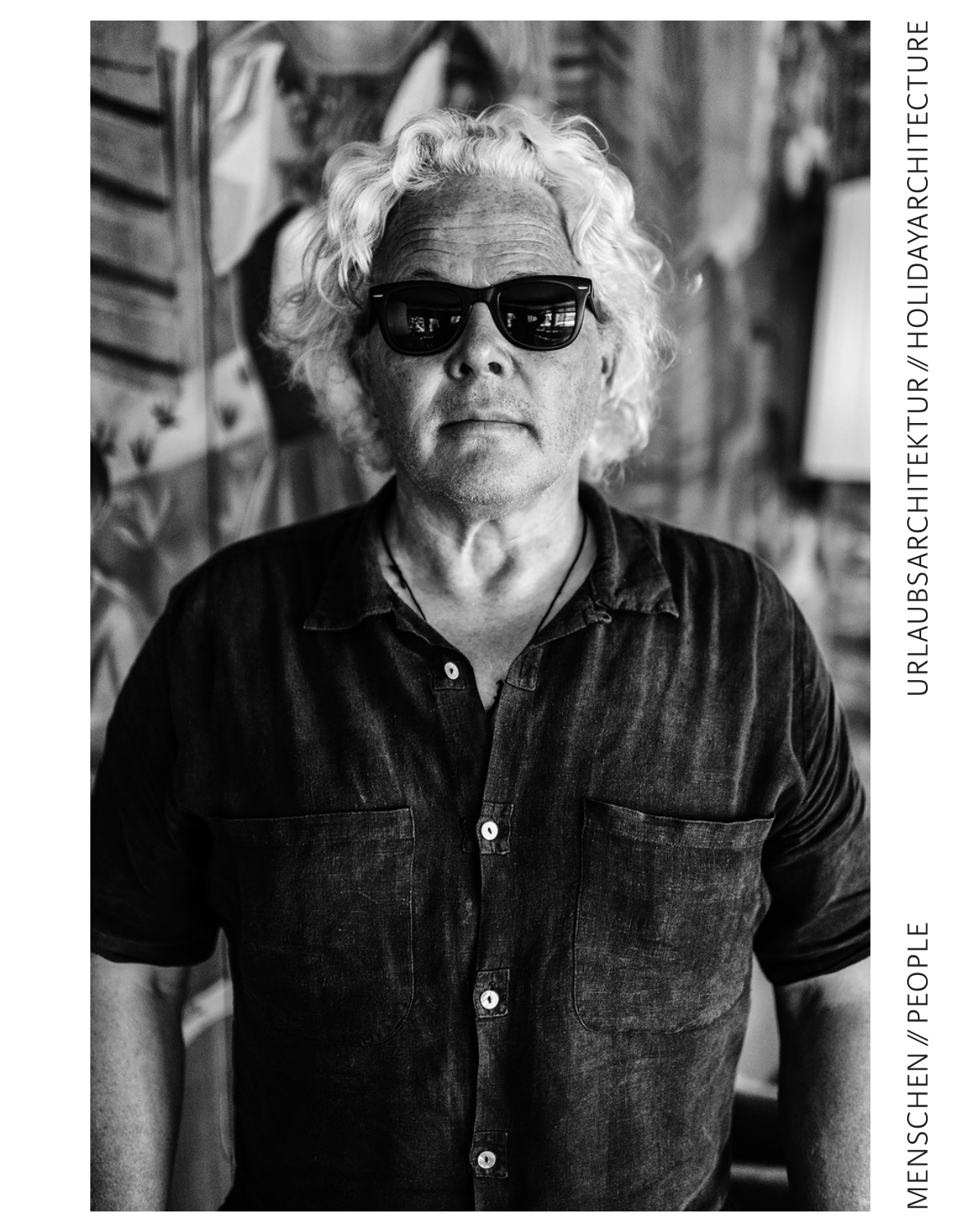URLAUBSARCHITEKTUR // HOLIDAYARCHITECTURE

MENSCHEN // PEOPLE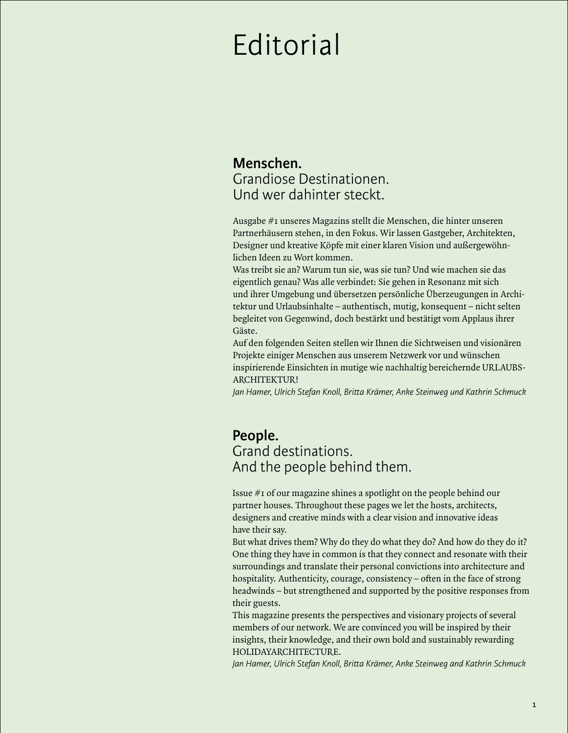# Editorial

## **Menschen.**
## Grandiose Destinationen.
## Und wer dahinter steckt.

Ausgabe #1 unseres Magazins stellt die Menschen, die hinter unseren Partnerhäusern stehen, in den Fokus. Wir lassen Gastgeber, Architekten, Designer und kreative Köpfe mit einer klaren Vision und außergewöhnlichen Ideen zu Wort kommen.
Was treibt sie an? Warum tun sie, was sie tun? Und wie machen sie das eigentlich genau? Was alle verbindet: Sie gehen in Resonanz mit sich und ihrer Umgebung und übersetzen persönliche Überzeugungen in Architektur und Urlaubsinhalte – authentisch, mutig, konsequent – nicht selten begleitet von Gegenwind, doch bestärkt und bestätigt vom Applaus ihrer Gäste.
Auf den folgenden Seiten stellen wir Ihnen die Sichtweisen und visionären Projekte einiger Menschen aus unserem Netzwerk vor und wünschen inspirierende Einsichten in mutige wie nachhaltig bereichernde URLAUBS-ARCHITEKTUR!
*Jan Hamer, Ulrich Stefan Knoll, Britta Krämer, Anke Steinweg und Kathrin Schmuck*

## **People.**
## Grand destinations.
## And the people behind them.

Issue #1 of our magazine shines a spotlight on the people behind our partner houses. Throughout these pages we let the hosts, architects, designers and creative minds with a clear vision and innovative ideas have their say.
But what drives them? Why do they do what they do? And how do they do it? One thing they have in common is that they connect and resonate with their surroundings and translate their personal convictions into architecture and hospitality. Authenticity, courage, consistency – often in the face of strong headwinds – but strengthened and supported by the positive responses from their guests.
This magazine presents the perspectives and visionary projects of several members of our network. We are convinced you will be inspired by their insights, their knowledge, and their own bold and sustainably rewarding HOLIDAYARCHITECTURE.
*Jan Hamer, Ulrich Stefan Knoll, Britta Krämer, Anke Steinweg and Kathrin Schmuck*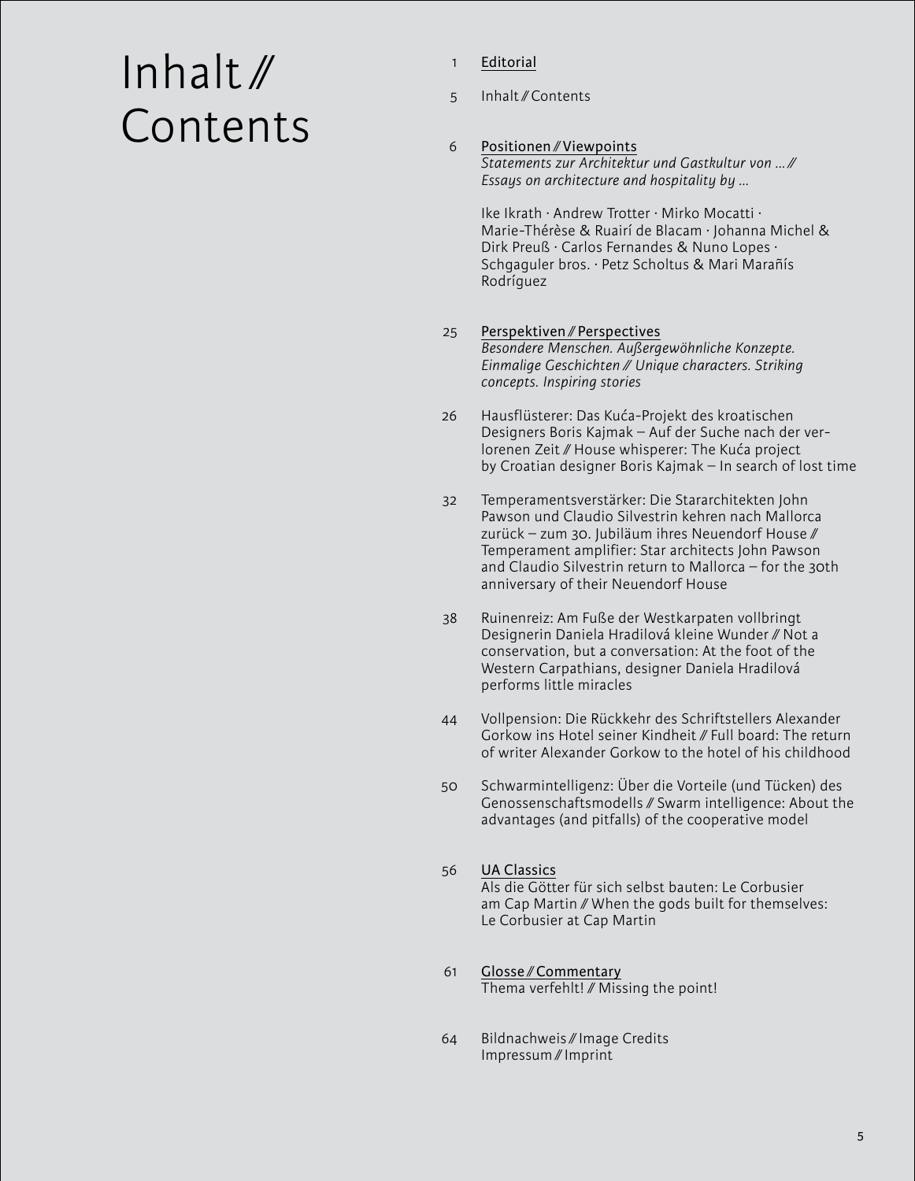# Inhalt // Contents

1 Editorial

5 Inhalt // Contents

6 **Positionen // Viewpoints**
*Statements zur Architektur und Gastkultur von … // Essays on architecture and hospitality by …*

Ike Ikrath · Andrew Trotter · Mirko Mocatti · Marie-Thérèse & Ruairí de Blacam · Johanna Michel & Dirk Preuß · Carlos Fernandes & Nuno Lopes · Schgaguler bros. · Petz Scholtus & Mari Marañís Rodríguez

25 **Perspektiven // Perspectives**
*Besondere Menschen. Außergewöhnliche Konzepte. Einmalige Geschichten // Unique characters. Striking concepts. Inspiring stories*

26 Hausflüsterer: Das Kuća-Projekt des kroatischen Designers Boris Kajmak – Auf der Suche nach der verlorenen Zeit // House whisperer: The Kuća project by Croatian designer Boris Kajmak – In search of lost time

32 Temperamentsverstärker: Die Stararchitekten John Pawson und Claudio Silvestrin kehren nach Mallorca zurück – zum 30. Jubiläum ihres Neuendorf House // Temperament amplifier: Star architects John Pawson and Claudio Silvestrin return to Mallorca – for the 30th anniversary of their Neuendorf House

38 Ruinenreiz: Am Fuße der Westkarpaten vollbringt Designerin Daniela Hradilová kleine Wunder // Not a conservation, but a conversation: At the foot of the Western Carpathians, designer Daniela Hradilová performs little miracles

44 Vollpension: Die Rückkehr des Schriftstellers Alexander Gorkow ins Hotel seiner Kindheit // Full board: The return of writer Alexander Gorkow to the hotel of his childhood

50 Schwarmintelligenz: Über die Vorteile (und Tücken) des Genossenschaftsmodells // Swarm intelligence: About the advantages (and pitfalls) of the cooperative model

56 **UA Classics**
Als die Götter für sich selbst bauten: Le Corbusier am Cap Martin // When the gods built for themselves: Le Corbusier at Cap Martin

61 **Glosse // Commentary**
Thema verfehlt! // Missing the point!

64 Bildnachweis // Image Credits
Impressum // Imprint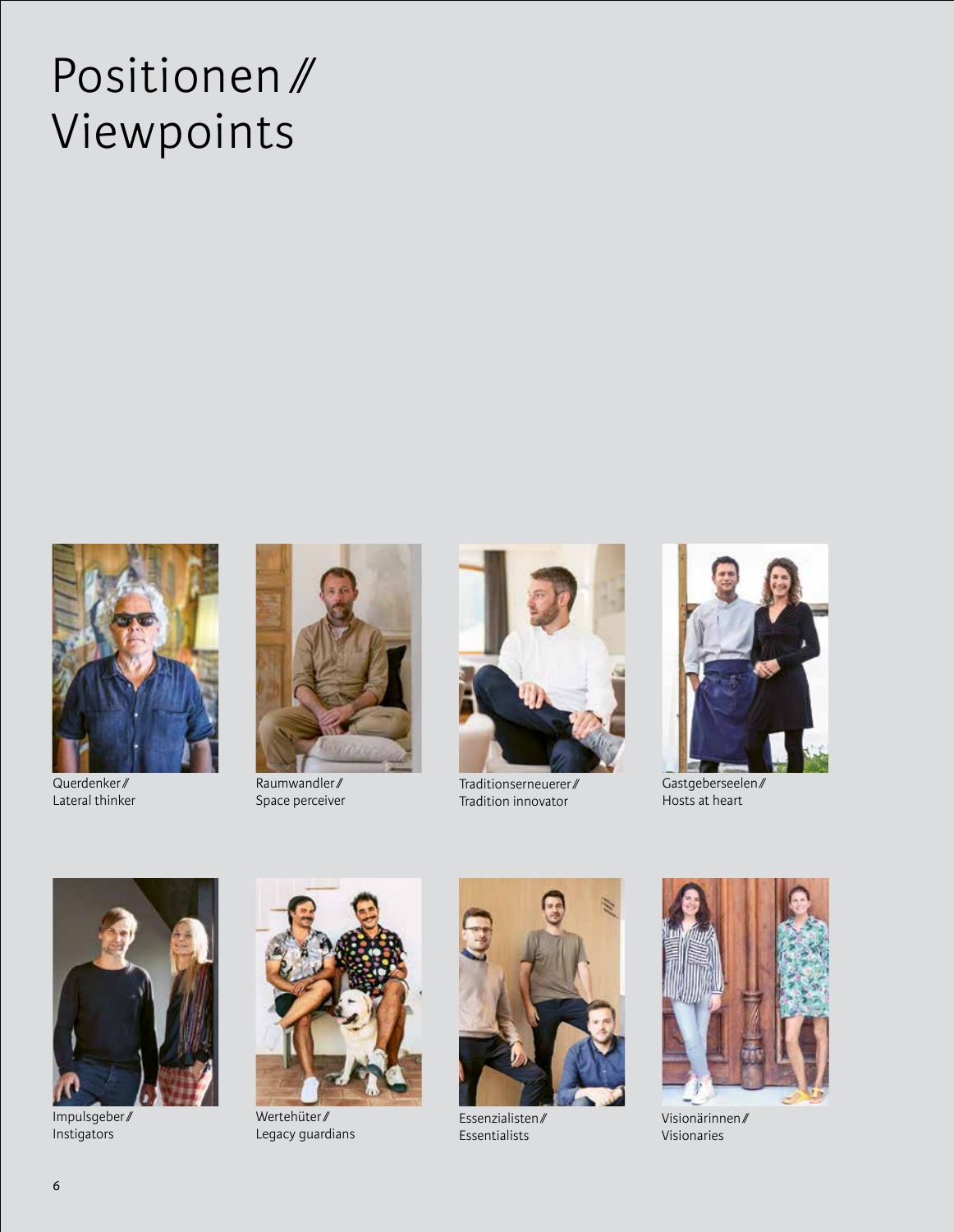# Positionen // Viewpoints

Querdenker //
Lateral thinker

Raumwandler //
Space perceiver

Traditionserneuerer //
Tradition innovator

Gastgeberseelen //
Hosts at heart

Impulsgeber //
Instigators

Wertehüter //
Legacy guardians

Essenzialisten //
Essentialists

Visionärinnen //
Visionaries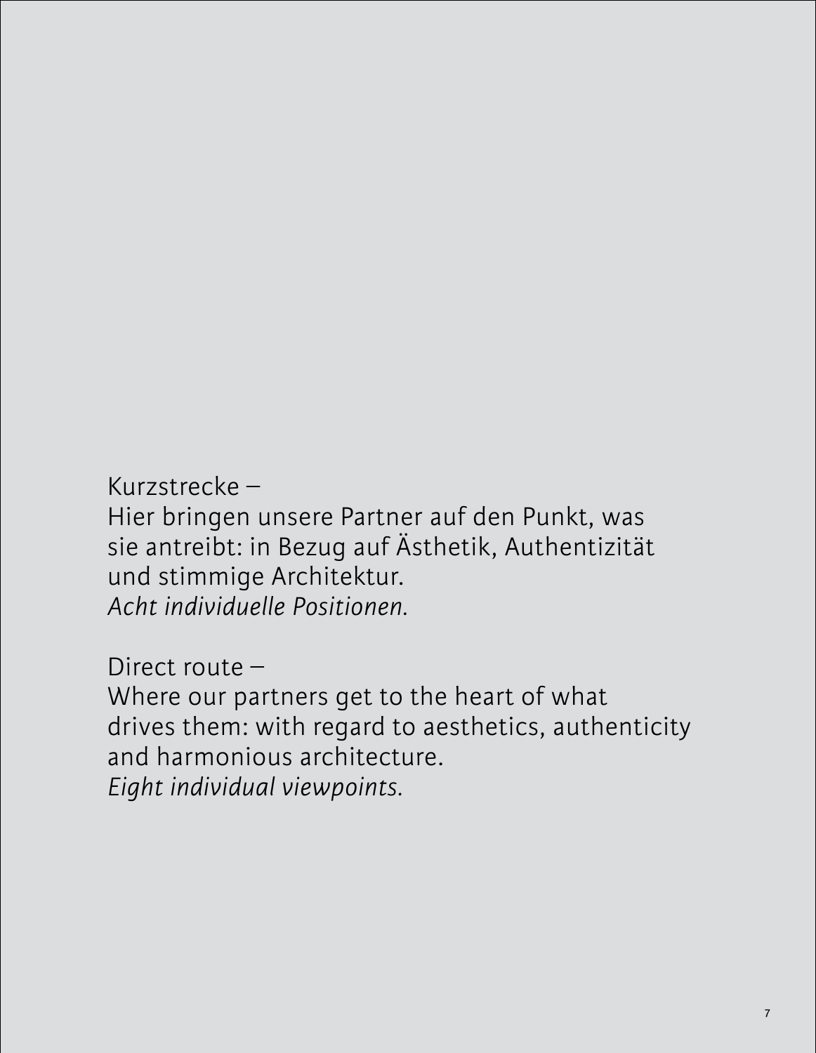Kurzstrecke –
Hier bringen unsere Partner auf den Punkt, was sie antreibt: in Bezug auf Ästhetik, Authentizität und stimmige Architektur.
*Acht individuelle Positionen.*

Direct route –
Where our partners get to the heart of what drives them: with regard to aesthetics, authenticity and harmonious architecture.
*Eight individual viewpoints.*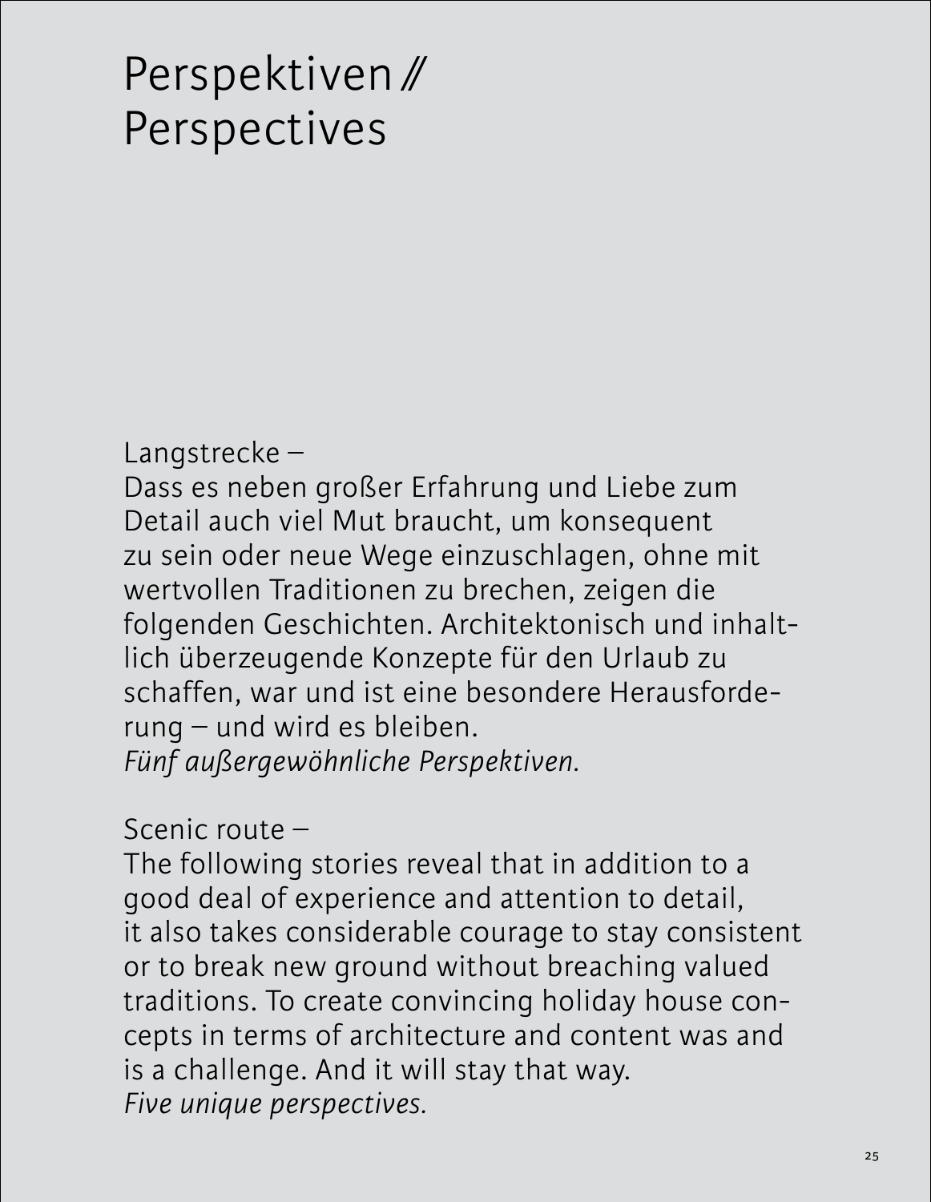# Perspektiven // Perspectives

Langstrecke –
Dass es neben großer Erfahrung und Liebe zum Detail auch viel Mut braucht, um konsequent zu sein oder neue Wege einzuschlagen, ohne mit wertvollen Traditionen zu brechen, zeigen die folgenden Geschichten. Architektonisch und inhaltlich überzeugende Konzepte für den Urlaub zu schaffen, war und ist eine besondere Herausforderung – und wird es bleiben.
*Fünf außergewöhnliche Perspektiven.*

Scenic route –
The following stories reveal that in addition to a good deal of experience and attention to detail, it also takes considerable courage to stay consistent or to break new ground without breaching valued traditions. To create convincing holiday house concepts in terms of architecture and content was and is a challenge. And it will stay that way.
*Five unique perspectives.*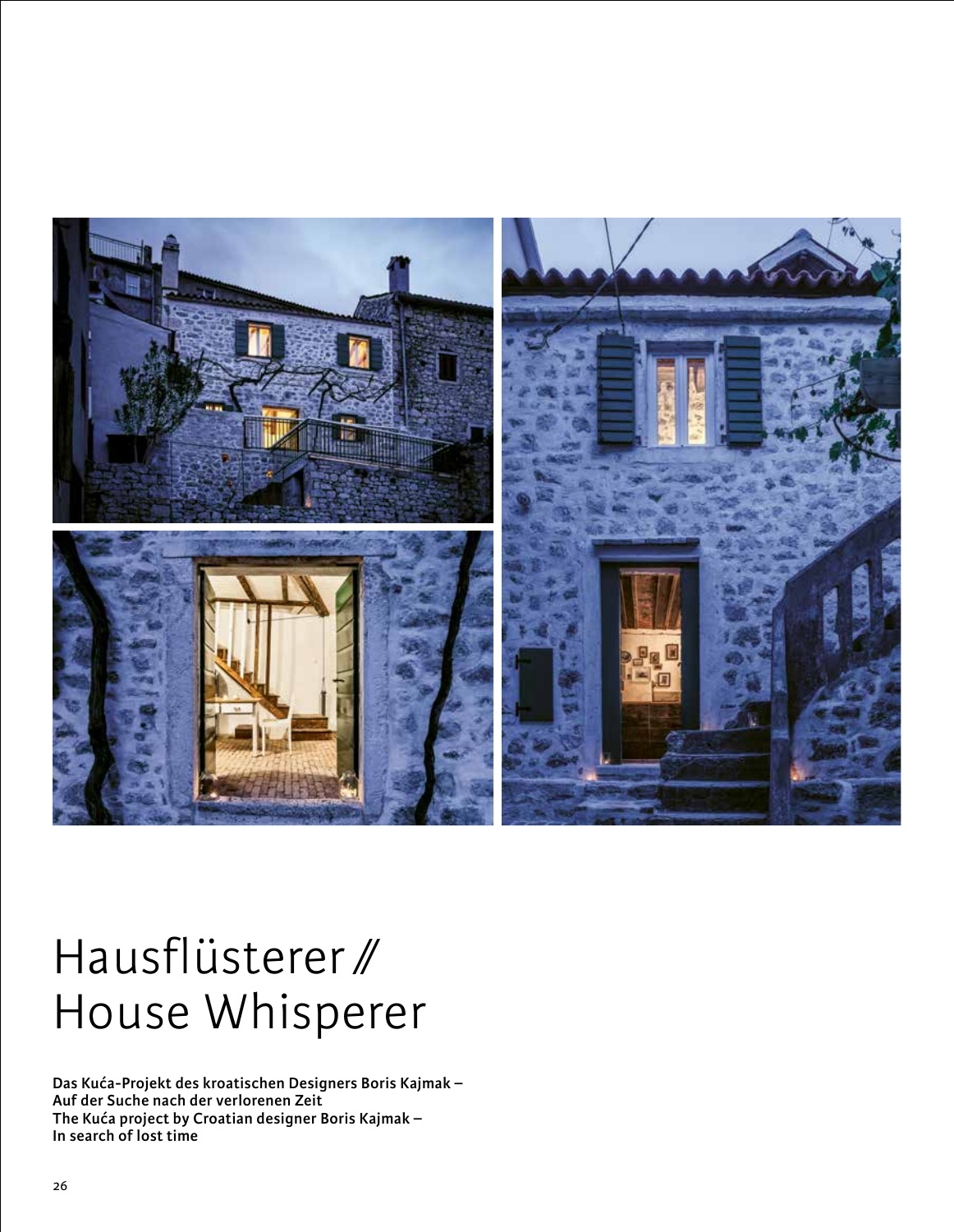# Hausflüsterer // House Whisperer

**Das Kuća-Projekt des kroatischen Designers Boris Kajmak –**
**Auf der Suche nach der verlorenen Zeit**
**The Kuća project by Croatian designer Boris Kajmak –**
**In search of lost time**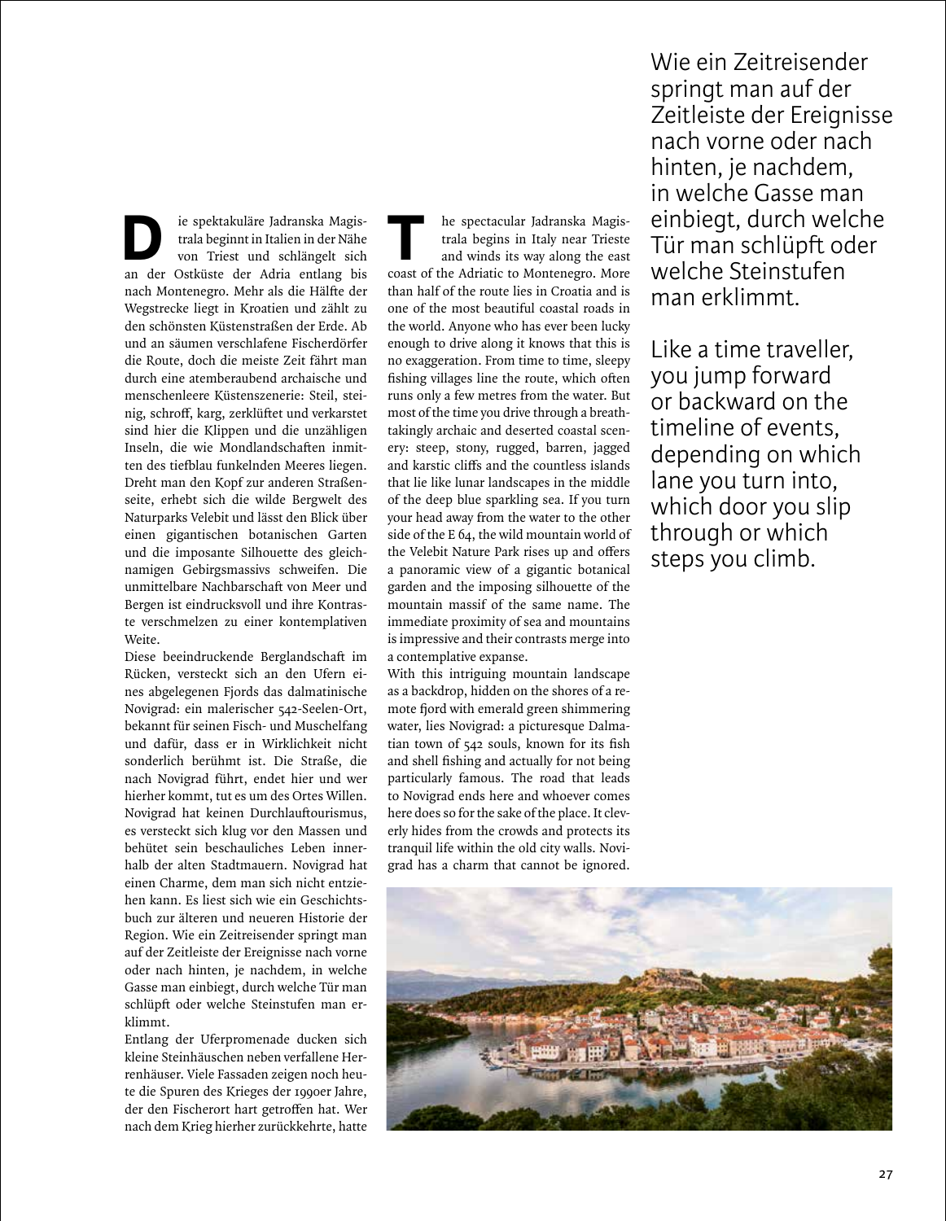Die spektakuläre Jadranska Magistrala beginnt in Italien in der Nähe von Triest und schlängelt sich an der Ostküste der Adria entlang bis nach Montenegro. Mehr als die Hälfte der Wegstrecke liegt in Kroatien und zählt zu den schönsten Küstenstraßen der Erde. Ab und an säumen verschlafene Fischerdörfer die Route, doch die meiste Zeit fährt man durch eine atemberaubend archaische und menschenleere Küstenszenerie: Steil, steinig, schroff, karg, zerklüftet und verkarstet sind hier die Klippen und die unzähligen Inseln, die wie Mondlandschaften inmitten des tiefblau funkelnden Meeres liegen. Dreht man den Kopf zur anderen Straßenseite, erhebt sich die wilde Bergwelt des Naturparks Velebit und lässt den Blick über einen gigantischen botanischen Garten und die imposante Silhouette des gleichnamigen Gebirgsmassivs schweifen. Die unmittelbare Nachbarschaft von Meer und Bergen ist eindrucksvoll und ihre Kontraste verschmelzen zu einer kontemplativen Weite.

Diese beeindruckende Berglandschaft im Rücken, versteckt sich an den Ufern eines abgelegenen Fjords das dalmatinische Novigrad: ein malerischer 542-Seelen-Ort, bekannt für seinen Fisch- und Muschelfang und dafür, dass er in Wirklichkeit nicht sonderlich berühmt ist. Die Straße, die nach Novigrad führt, endet hier und wer hierher kommt, tut es um des Ortes Willen. Novigrad hat keinen Durchlauftourismus, es versteckt sich klug vor den Massen und behütet sein beschauliches Leben innerhalb der alten Stadtmauern. Novigrad hat einen Charme, dem man sich nicht entziehen kann. Es liest sich wie ein Geschichtsbuch zur älteren und neueren Historie der Region. Wie ein Zeitreisender springt man auf der Zeitleiste der Ereignisse nach vorne oder nach hinten, je nachdem, in welche Gasse man einbiegt, durch welche Tür man schlüpft oder welche Steinstufen man erklimmt.

Entlang der Uferpromenade ducken sich kleine Steinhäuschen neben verfallene Herrenhäuser. Viele Fassaden zeigen noch heute die Spuren des Krieges der 1990er Jahre, der den Fischerort hart getroffen hat. Wer nach dem Krieg hierher zurückkehrte, hatte

The spectacular Jadranska Magistrala begins in Italy near Trieste and winds its way along the east coast of the Adriatic to Montenegro. More than half of the route lies in Croatia and is one of the most beautiful coastal roads in the world. Anyone who has ever been lucky enough to drive along it knows that this is no exaggeration. From time to time, sleepy fishing villages line the route, which often runs only a few metres from the water. But most of the time you drive through a breathtakingly archaic and deserted coastal scenery: steep, stony, rugged, barren, jagged and karstic cliffs and the countless islands that lie like lunar landscapes in the middle of the deep blue sparkling sea. If you turn your head away from the water to the other side of the E 64, the wild mountain world of the Velebit Nature Park rises up and offers a panoramic view of a gigantic botanical garden and the imposing silhouette of the mountain massif of the same name. The immediate proximity of sea and mountains is impressive and their contrasts merge into a contemplative expanse.

With this intriguing mountain landscape as a backdrop, hidden on the shores of a remote fjord with emerald green shimmering water, lies Novigrad: a picturesque Dalmatian town of 542 souls, known for its fish and shell fishing and actually for not being particularly famous. The road that leads to Novigrad ends here and whoever comes here does so for the sake of the place. It cleverly hides from the crowds and protects its tranquil life within the old city walls. Novigrad has a charm that cannot be ignored.

Wie ein Zeitreisender springt man auf der Zeitleiste der Ereignisse nach vorne oder nach hinten, je nachdem, in welche Gasse man einbiegt, durch welche Tür man schlüpft oder welche Steinstufen man erklimmt.

Like a time traveller, you jump forward or backward on the timeline of events, depending on which lane you turn into, which door you slip through or which steps you climb.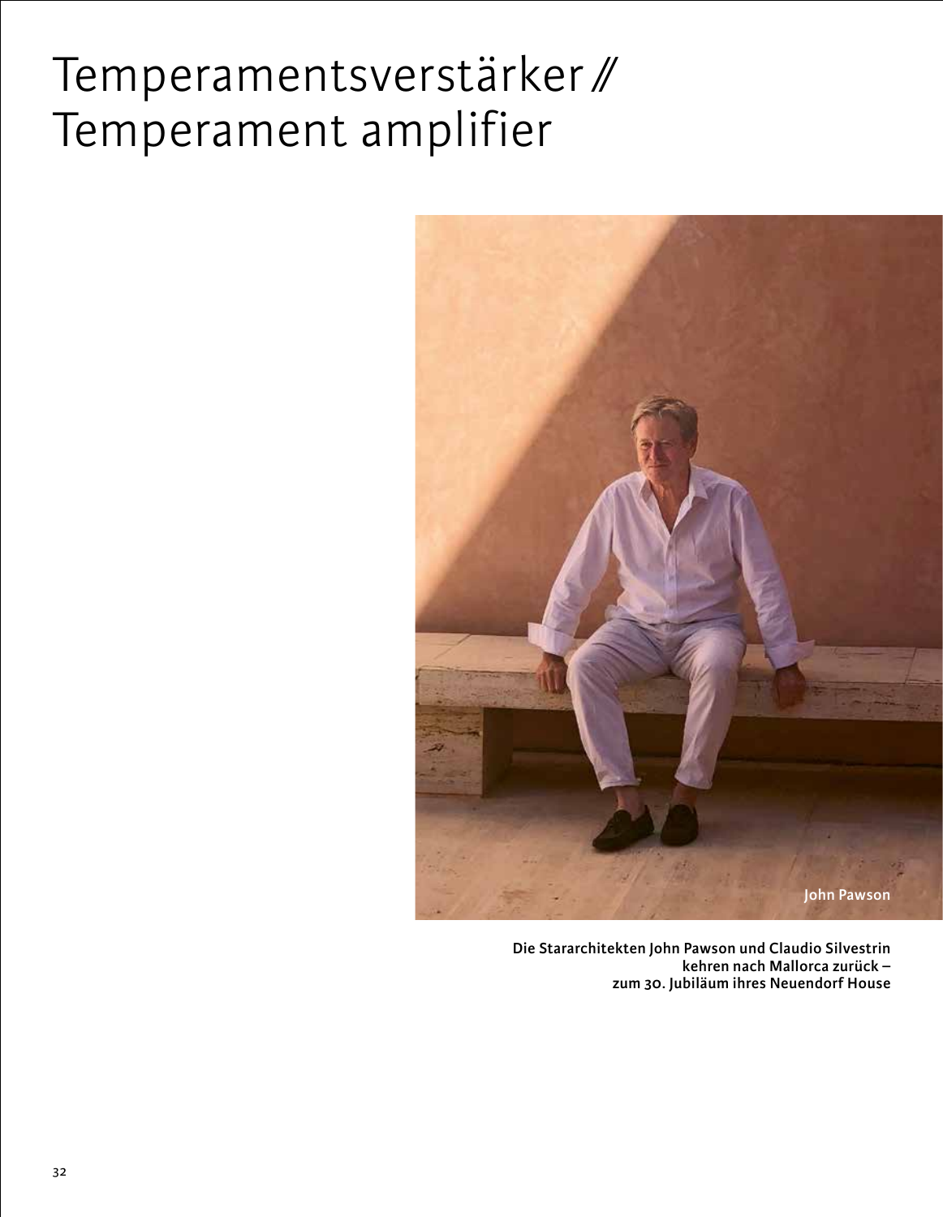# Temperamentsverstärker // Temperament amplifier

John Pawson

**Die Stararchitekten John Pawson und Claudio Silvestrin kehren nach Mallorca zurück – zum 30. Jubiläum ihres Neuendorf House**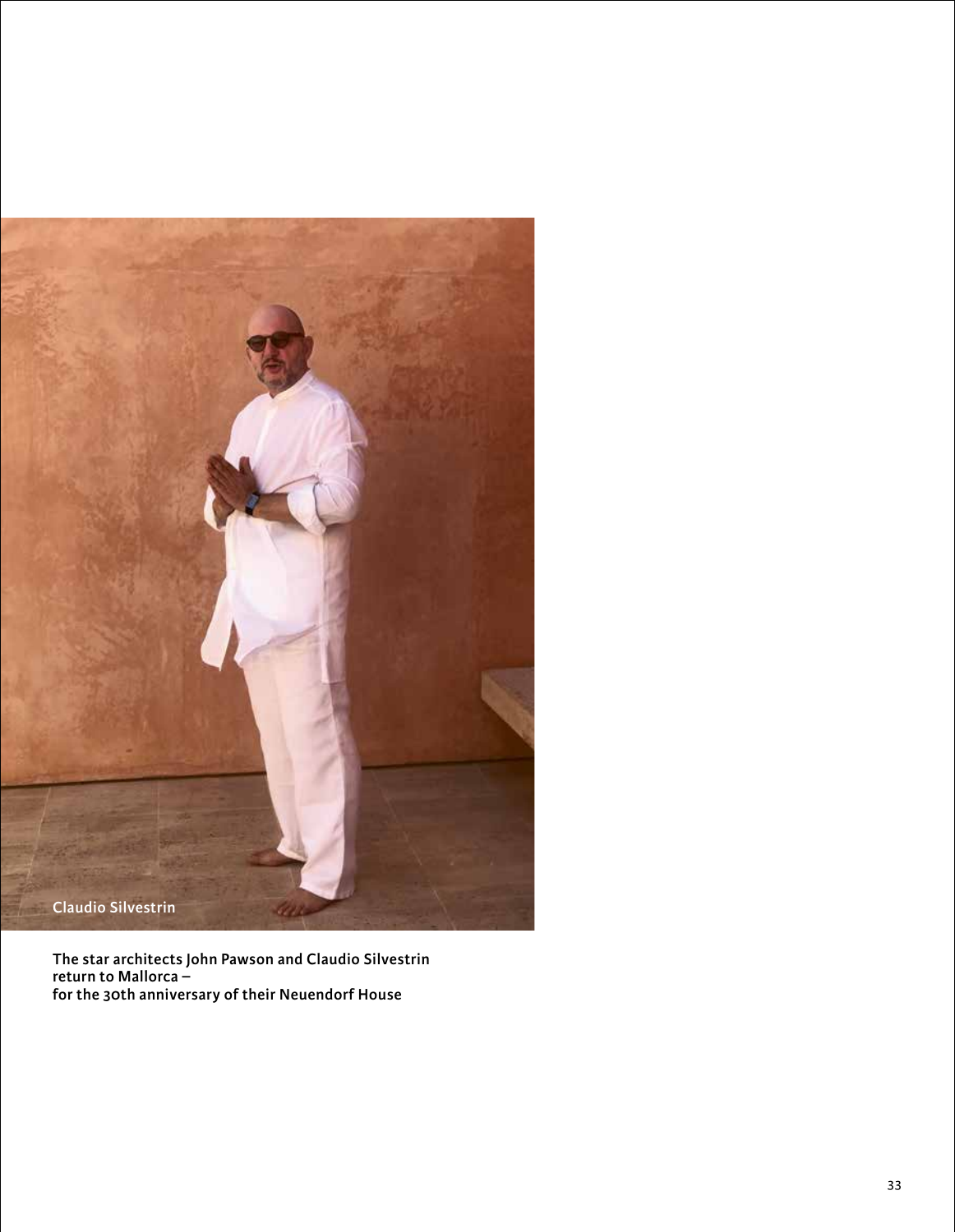Claudio Silvestrin

**The star architects John Pawson and Claudio Silvestrin return to Mallorca – for the 30th anniversary of their Neuendorf House**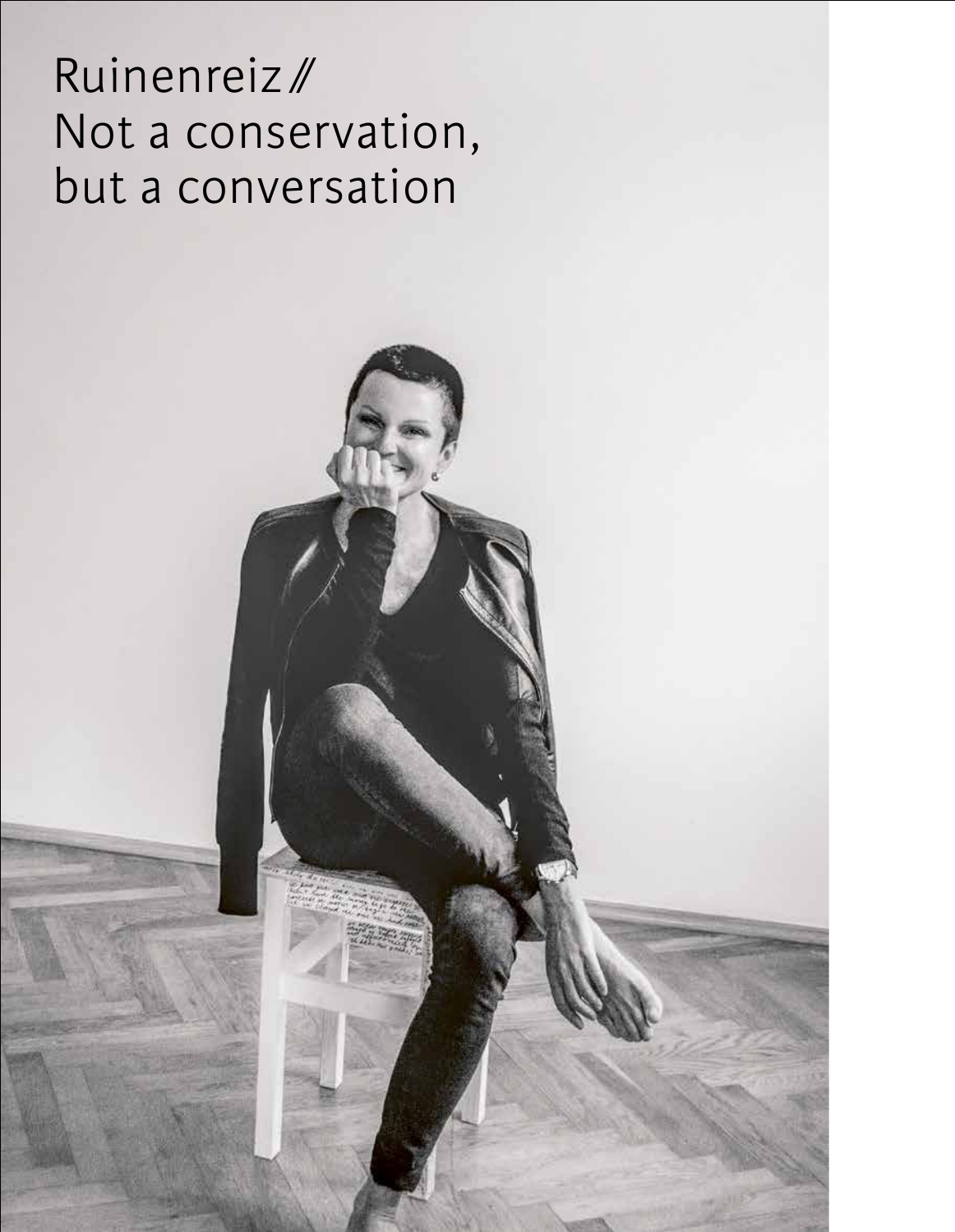# Ruinenreiz //
# Not a conservation, but a conversation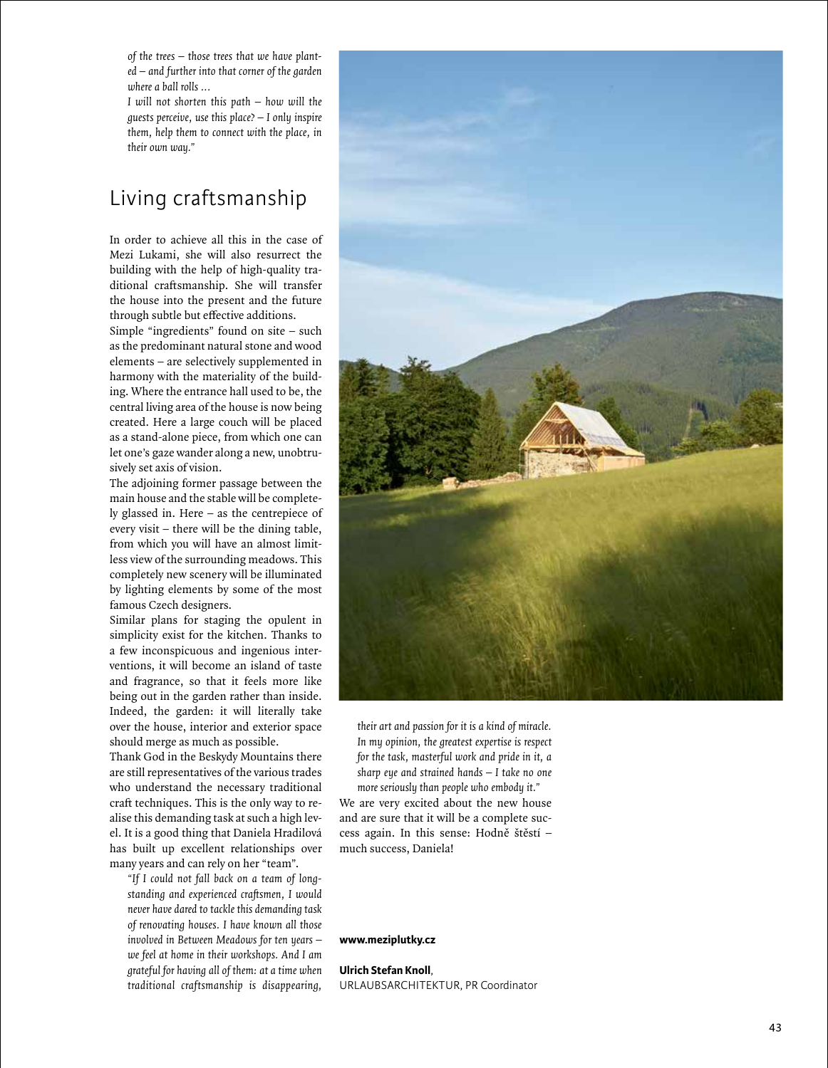*of the trees – those trees that we have planted – and further into that corner of the garden where a ball rolls …*
*I will not shorten this path – how will the guests perceive, use this place? – I only inspire them, help them to connect with the place, in their own way."*

## Living craftsmanship

In order to achieve all this in the case of Mezi Lukami, she will also resurrect the building with the help of high-quality traditional craftsmanship. She will transfer the house into the present and the future through subtle but effective additions.

Simple "ingredients" found on site – such as the predominant natural stone and wood elements – are selectively supplemented in harmony with the materiality of the building. Where the entrance hall used to be, the central living area of the house is now being created. Here a large couch will be placed as a stand-alone piece, from which one can let one's gaze wander along a new, unobtrusively set axis of vision.

The adjoining former passage between the main house and the stable will be completely glassed in. Here – as the centrepiece of every visit – there will be the dining table, from which you will have an almost limitless view of the surrounding meadows. This completely new scenery will be illuminated by lighting elements by some of the most famous Czech designers.

Similar plans for staging the opulent in simplicity exist for the kitchen. Thanks to a few inconspicuous and ingenious interventions, it will become an island of taste and fragrance, so that it feels more like being out in the garden rather than inside. Indeed, the garden: it will literally take over the house, interior and exterior space should merge as much as possible.

Thank God in the Beskydy Mountains there are still representatives of the various trades who understand the necessary traditional craft techniques. This is the only way to realise this demanding task at such a high level. It is a good thing that Daniela Hradilová has built up excellent relationships over many years and can rely on her "team".

*"If I could not fall back on a team of longstanding and experienced craftsmen, I would never have dared to tackle this demanding task of renovating houses. I have known all those involved in Between Meadows for ten years – we feel at home in their workshops. And I am grateful for having all of them: at a time when traditional craftsmanship is disappearing, their art and passion for it is a kind of miracle. In my opinion, the greatest expertise is respect for the task, masterful work and pride in it, a sharp eye and strained hands – I take no one more seriously than people who embody it."*

We are very excited about the new house and are sure that it will be a complete success again. In this sense: Hodně štěstí – much success, Daniela!

**www.meziplutky.cz**

**Ulrich Stefan Knoll**,
URLAUBSARCHITEKTUR, PR Coordinator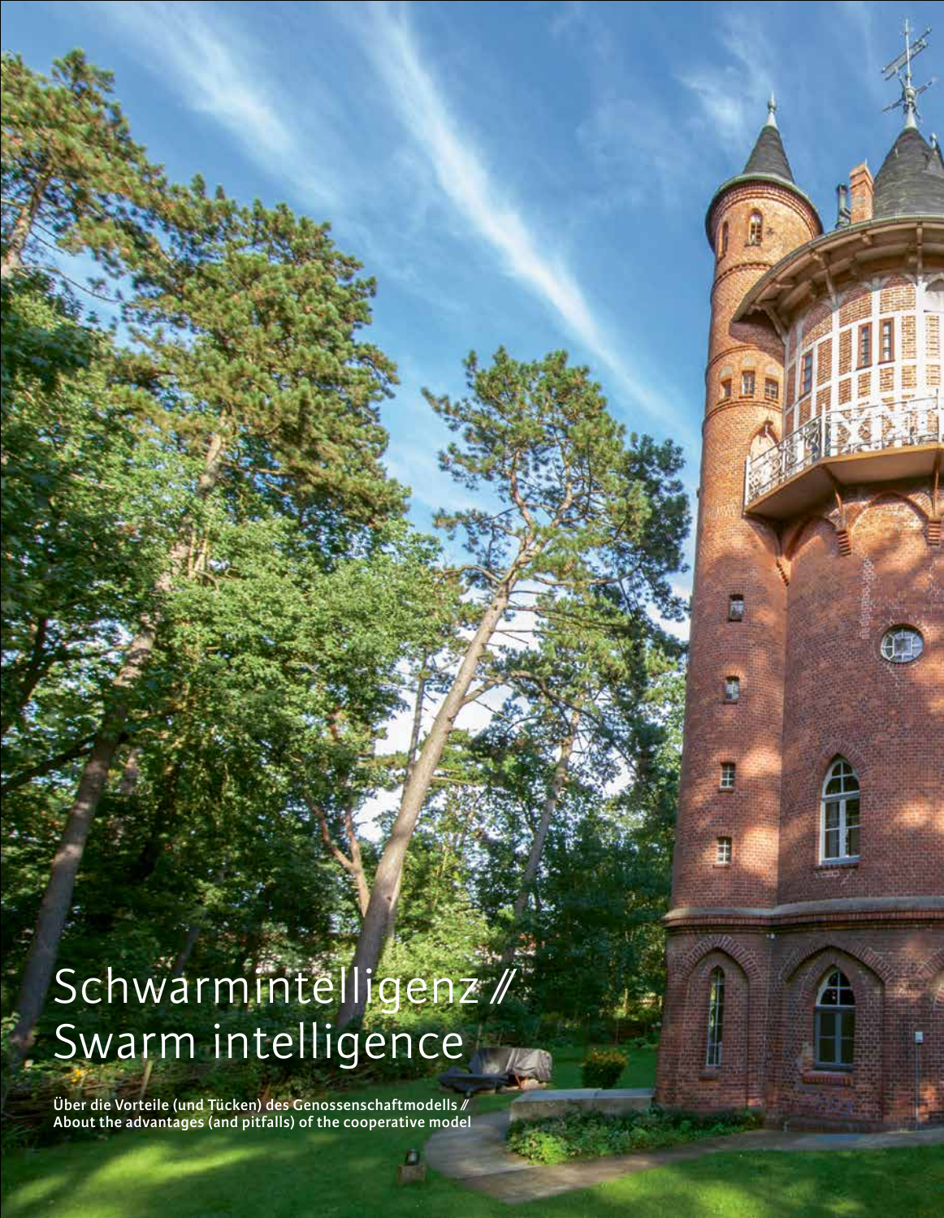# Schwarmintelligenz // Swarm intelligence

**Über die Vorteile (und Tücken) des Genossenschaftmodells // About the advantages (and pitfalls) of the cooperative model**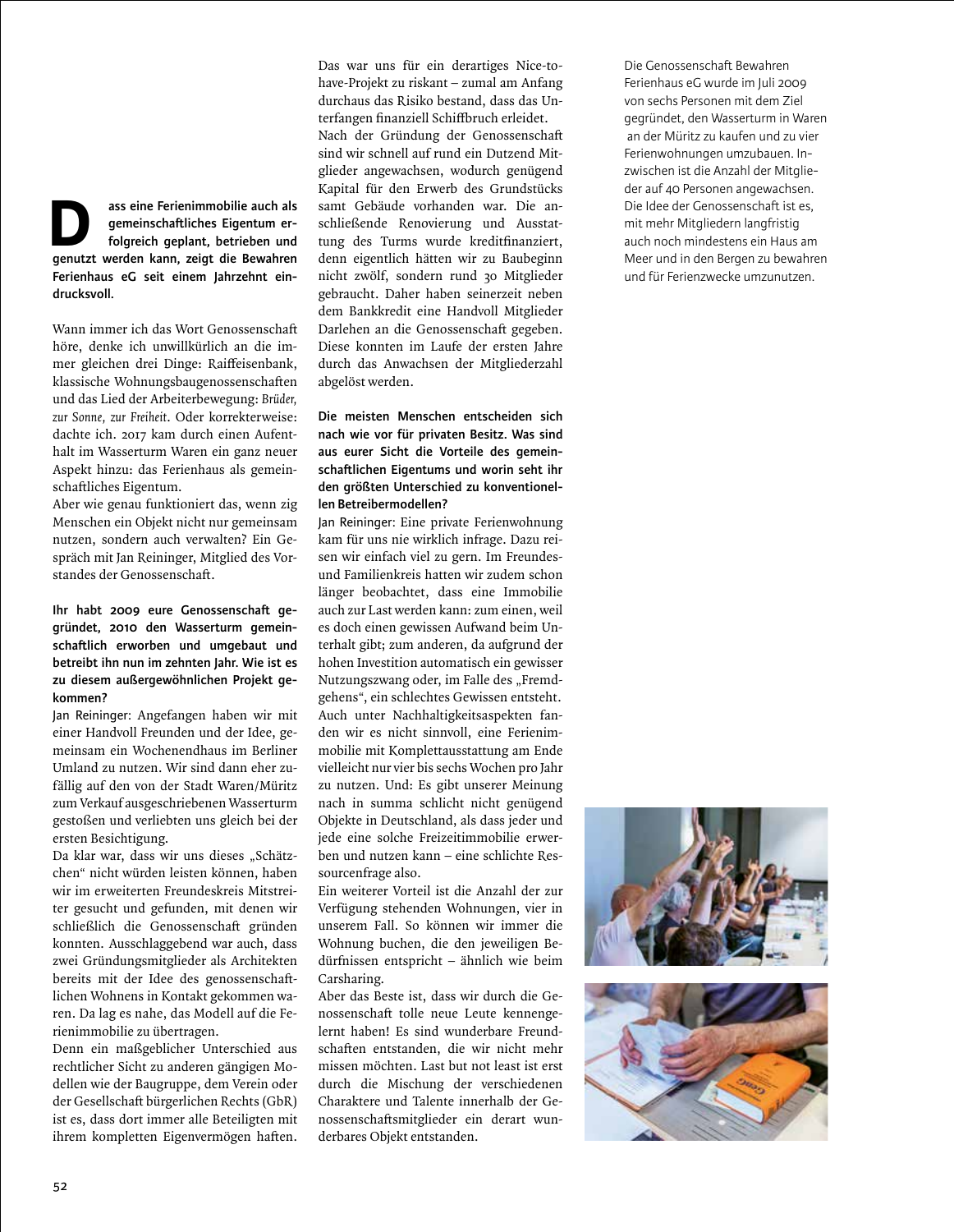**Dass eine Ferienimmobilie auch als gemeinschaftliches Eigentum erfolgreich geplant, betrieben und genutzt werden kann, zeigt die Bewahren Ferienhaus eG seit einem Jahrzehnt eindrucksvoll.**

Wann immer ich das Wort Genossenschaft höre, denke ich unwillkürlich an die immer gleichen drei Dinge: Raiffeisenbank, klassische Wohnungsbaugenossenschaften und das Lied der Arbeiterbewegung: *Brüder, zur Sonne, zur Freiheit*. Oder korrekterweise: dachte ich. 2017 kam durch einen Aufenthalt im Wasserturm Waren ein ganz neuer Aspekt hinzu: das Ferienhaus als gemeinschaftliches Eigentum.

Aber wie genau funktioniert das, wenn zig Menschen ein Objekt nicht nur gemeinsam nutzen, sondern auch verwalten? Ein Gespräch mit Jan Reininger, Mitglied des Vorstandes der Genossenschaft.

**Ihr habt 2009 eure Genossenschaft gegründet, 2010 den Wasserturm gemeinschaftlich erworben und umgebaut und betreibt ihn nun im zehnten Jahr. Wie ist es zu diesem außergewöhnlichen Projekt gekommen?**

Jan Reininger: Angefangen haben wir mit einer Handvoll Freunden und der Idee, gemeinsam ein Wochenendhaus im Berliner Umland zu nutzen. Wir sind dann eher zufällig auf den von der Stadt Waren/Müritz zum Verkauf ausgeschriebenen Wasserturm gestoßen und verliebten uns gleich bei der ersten Besichtigung.

Da klar war, dass wir uns dieses „Schätzchen" nicht würden leisten können, haben wir im erweiterten Freundeskreis Mitstreiter gesucht und gefunden, mit denen wir schließlich die Genossenschaft gründen konnten. Ausschlaggebend war auch, dass zwei Gründungsmitglieder als Architekten bereits mit der Idee des genossenschaftlichen Wohnens in Kontakt gekommen waren. Da lag es nahe, das Modell auf die Ferienimmobilie zu übertragen.

Denn ein maßgeblicher Unterschied aus rechtlicher Sicht zu anderen gängigen Modellen wie der Baugruppe, dem Verein oder der Gesellschaft bürgerlichen Rechts (GbR) ist es, dass dort immer alle Beteiligten mit ihrem kompletten Eigenvermögen haften. Das war uns für ein derartiges Nice-to-have-Projekt zu riskant – zumal am Anfang durchaus das Risiko bestand, dass das Unterfangen finanziell Schiffbruch erleidet.

Nach der Gründung der Genossenschaft sind wir schnell auf rund ein Dutzend Mitglieder angewachsen, wodurch genügend Kapital für den Erwerb des Grundstücks samt Gebäude vorhanden war. Die anschließende Renovierung und Ausstattung des Turms wurde kreditfinanziert, denn eigentlich hätten wir zu Baubeginn nicht zwölf, sondern rund 30 Mitglieder gebraucht. Daher haben seinerzeit neben dem Bankkredit eine Handvoll Mitglieder Darlehen an die Genossenschaft gegeben. Diese konnten im Laufe der ersten Jahre durch das Anwachsen der Mitgliederzahl abgelöst werden.

**Die meisten Menschen entscheiden sich nach wie vor für privaten Besitz. Was sind aus eurer Sicht die Vorteile des gemeinschaftlichen Eigentums und worin seht ihr den größten Unterschied zu konventionellen Betreibermodellen?**

Jan Reininger: Eine private Ferienwohnung kam für uns nie wirklich infrage. Dazu reisen wir einfach viel zu gern. Im Freundes- und Familienkreis hatten wir zudem schon länger beobachtet, dass eine Immobilie auch zur Last werden kann: zum einen, weil es doch einen gewissen Aufwand beim Unterhalt gibt; zum anderen, da aufgrund der hohen Investition automatisch ein gewisser Nutzungszwang oder, im Falle des „Fremdgehens", ein schlechtes Gewissen entsteht. Auch unter Nachhaltigkeitsaspekten fanden wir es nicht sinnvoll, eine Ferienimmobilie mit Komplettausstattung am Ende vielleicht nur vier bis sechs Wochen pro Jahr zu nutzen. Und: Es gibt unserer Meinung nach in summa schlicht nicht genügend Objekte in Deutschland, als dass jeder und jede eine solche Freizeitimmobilie erwerben und nutzen kann – eine schlichte Ressourcenfrage also.

Ein weiterer Vorteil ist die Anzahl der zur Verfügung stehenden Wohnungen, vier in unserem Fall. So können wir immer die Wohnung buchen, die den jeweiligen Bedürfnissen entspricht – ähnlich wie beim Carsharing.

Aber das Beste ist, dass wir durch die Genossenschaft tolle neue Leute kennengelernt haben! Es sind wunderbare Freundschaften entstanden, die wir nicht mehr missen möchten. Last but not least ist erst durch die Mischung der verschiedenen Charaktere und Talente innerhalb der Genossenschaftsmitglieder ein derart wunderbares Objekt entstanden.

Die Genossenschaft Bewahren Ferienhaus eG wurde im Juli 2009 von sechs Personen mit dem Ziel gegründet, den Wasserturm in Waren an der Müritz zu kaufen und zu vier Ferienwohnungen umzubauen. Inzwischen ist die Anzahl der Mitglieder auf 40 Personen angewachsen. Die Idee der Genossenschaft ist es, mit mehr Mitgliedern langfristig auch noch mindestens ein Haus am Meer und in den Bergen zu bewahren und für Ferienzwecke umzunutzen.